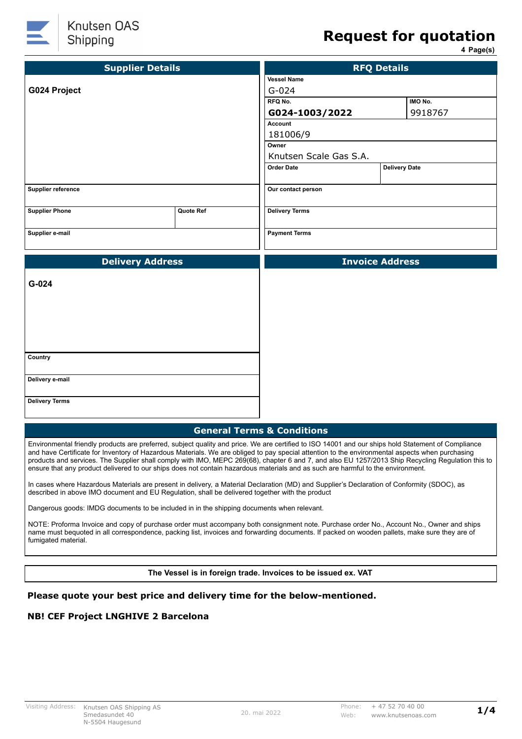Knutsen OAS Shipping

# Request for quotation

4 Page(s)

| Supplier Details | |
|---|---|
| **G024 Project** | |
| Supplier reference | |
| Supplier Phone | Quote Ref |
| Supplier e-mail | |

| RFQ Details | |
|---|---|
| Vessel Name | |
| G-024 | |
| RFQ No. | IMO No. |
| **G024-1003/2022** | 9918767 |
| Account | |
| 181006/9 | |
| Owner | |
| Knutsen Scale Gas S.A. | |
| Order Date | Delivery Date |
| Our contact person | |
| Delivery Terms | |
| Payment Terms | |

| Delivery Address |
|---|
| **G-024** |
| Country |
| Delivery e-mail |
| Delivery Terms |

| Invoice Address |
|---|
| |

## General Terms & Conditions

Environmental friendly products are preferred, subject quality and price. We are certified to ISO 14001 and our ships hold Statement of Compliance and have Certificate for Inventory of Hazardous Materials. We are obliged to pay special attention to the environmental aspects when purchasing products and services. The Supplier shall comply with IMO, MEPC 269(68), chapter 6 and 7, and also EU 1257/2013 Ship Recycling Regulation this to ensure that any product delivered to our ships does not contain hazardous materials and as such are harmful to the environment.

In cases where Hazardous Materials are present in delivery, a Material Declaration (MD) and Supplier's Declaration of Conformity (SDOC), as described in above IMO document and EU Regulation, shall be delivered together with the product

Dangerous goods: IMDG documents to be included in in the shipping documents when relevant.

NOTE: Proforma Invoice and copy of purchase order must accompany both consignment note. Purchase order No., Account No., Owner and ships name must bequoted in all correspondence, packing list, invoices and forwarding documents. If packed on wooden pallets, make sure they are of fumigated material.

**The Vessel is in foreign trade. Invoices to be issued ex. VAT**

**Please quote your best price and delivery time for the below-mentioned.**

**NB! CEF Project LNGHIVE 2 Barcelona**

Visiting Address: Knutsen OAS Shipping AS, Smedasundet 40, N-5504 Haugesund — 20. mai 2022 — Phone: + 47 52 70 40 00 — Web: www.knutsenoas.com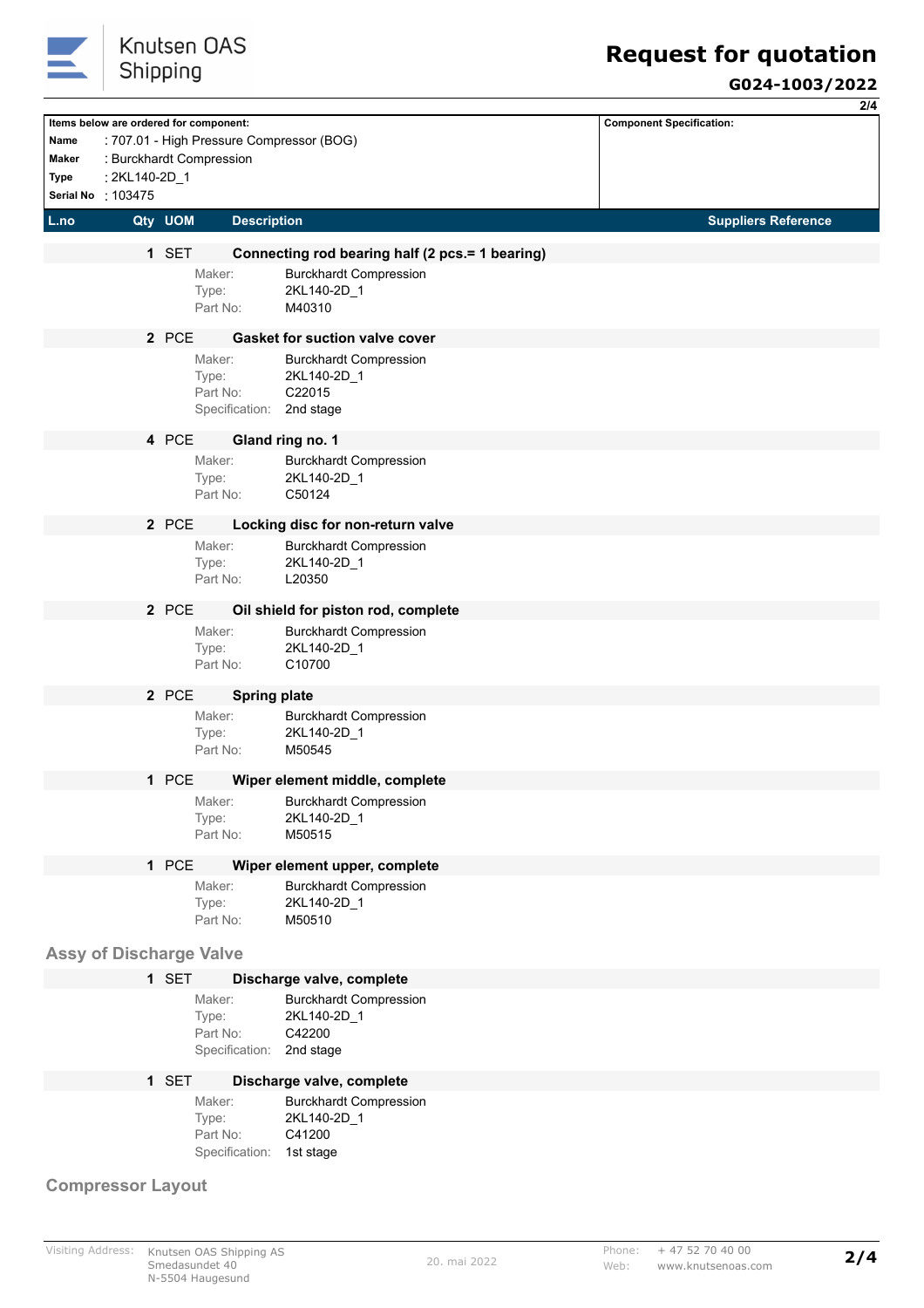# Request for quotation

**G024-1003/2022**

| Items below are ordered for component: | Component Specification: |
|---|---|
| **Name** : 707.01 - High Pressure Compressor (BOG) | |
| **Maker** : Burckhardt Compression | |
| **Type** : 2KL140-2D_1 | |
| **Serial No** : 103475 | |

| L.no | Qty | UOM | Description | Suppliers Reference |
|---|---|---|---|---|
| | **1** | SET | **Connecting rod bearing half (2 pcs.= 1 bearing)**<br>Maker: Burckhardt Compression<br>Type: 2KL140-2D_1<br>Part No: M40310 | |
| | **2** | PCE | **Gasket for suction valve cover**<br>Maker: Burckhardt Compression<br>Type: 2KL140-2D_1<br>Part No: C22015<br>Specification: 2nd stage | |
| | **4** | PCE | **Gland ring no. 1**<br>Maker: Burckhardt Compression<br>Type: 2KL140-2D_1<br>Part No: C50124 | |
| | **2** | PCE | **Locking disc for non-return valve**<br>Maker: Burckhardt Compression<br>Type: 2KL140-2D_1<br>Part No: L20350 | |
| | **2** | PCE | **Oil shield for piston rod, complete**<br>Maker: Burckhardt Compression<br>Type: 2KL140-2D_1<br>Part No: C10700 | |
| | **2** | PCE | **Spring plate**<br>Maker: Burckhardt Compression<br>Type: 2KL140-2D_1<br>Part No: M50545 | |
| | **1** | PCE | **Wiper element middle, complete**<br>Maker: Burckhardt Compression<br>Type: 2KL140-2D_1<br>Part No: M50515 | |
| | **1** | PCE | **Wiper element upper, complete**<br>Maker: Burckhardt Compression<br>Type: 2KL140-2D_1<br>Part No: M50510 | |

## Assy of Discharge Valve

| L.no | Qty | UOM | Description | Suppliers Reference |
|---|---|---|---|---|
| | **1** | SET | **Discharge valve, complete**<br>Maker: Burckhardt Compression<br>Type: 2KL140-2D_1<br>Part No: C42200<br>Specification: 2nd stage | |
| | **1** | SET | **Discharge valve, complete**<br>Maker: Burckhardt Compression<br>Type: 2KL140-2D_1<br>Part No: C41200<br>Specification: 1st stage | |

## Compressor Layout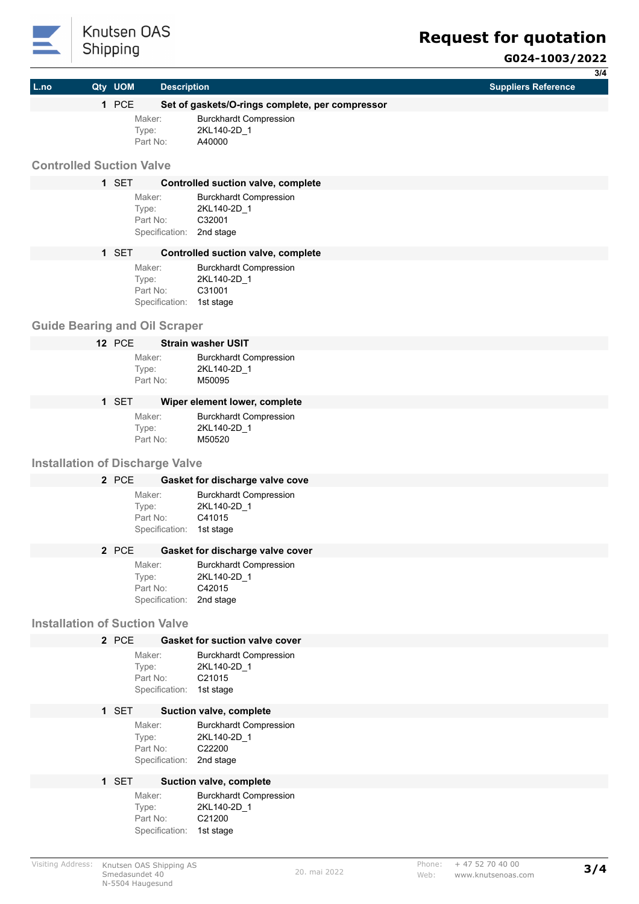| L.no | Qty | UOM | Description | Suppliers Reference |
|---|---|---|---|---|
| | 1 | PCE | **Set of gaskets/O-rings complete, per compressor** | |

Maker: Burckhardt Compression
Type: 2KL140-2D_1
Part No: A40000

## Controlled Suction Valve

| L.no | Qty | UOM | Description | Suppliers Reference |
|---|---|---|---|---|
| | 1 | SET | **Controlled suction valve, complete** | |

Maker: Burckhardt Compression
Type: 2KL140-2D_1
Part No: C32001
Specification: 2nd stage

| L.no | Qty | UOM | Description | Suppliers Reference |
|---|---|---|---|---|
| | 1 | SET | **Controlled suction valve, complete** | |

Maker: Burckhardt Compression
Type: 2KL140-2D_1
Part No: C31001
Specification: 1st stage

## Guide Bearing and Oil Scraper

| L.no | Qty | UOM | Description | Suppliers Reference |
|---|---|---|---|---|
| | 12 | PCE | **Strain washer USIT** | |

Maker: Burckhardt Compression
Type: 2KL140-2D_1
Part No: M50095

| L.no | Qty | UOM | Description | Suppliers Reference |
|---|---|---|---|---|
| | 1 | SET | **Wiper element lower, complete** | |

Maker: Burckhardt Compression
Type: 2KL140-2D_1
Part No: M50520

## Installation of Discharge Valve

| L.no | Qty | UOM | Description | Suppliers Reference |
|---|---|---|---|---|
| | 2 | PCE | **Gasket for discharge valve cove** | |

Maker: Burckhardt Compression
Type: 2KL140-2D_1
Part No: C41015
Specification: 1st stage

| L.no | Qty | UOM | Description | Suppliers Reference |
|---|---|---|---|---|
| | 2 | PCE | **Gasket for discharge valve cover** | |

Maker: Burckhardt Compression
Type: 2KL140-2D_1
Part No: C42015
Specification: 2nd stage

## Installation of Suction Valve

| L.no | Qty | UOM | Description | Suppliers Reference |
|---|---|---|---|---|
| | 2 | PCE | **Gasket for suction valve cover** | |

Maker: Burckhardt Compression
Type: 2KL140-2D_1
Part No: C21015
Specification: 1st stage

| L.no | Qty | UOM | Description | Suppliers Reference |
|---|---|---|---|---|
| | 1 | SET | **Suction valve, complete** | |

Maker: Burckhardt Compression
Type: 2KL140-2D_1
Part No: C22200
Specification: 2nd stage

| L.no | Qty | UOM | Description | Suppliers Reference |
|---|---|---|---|---|
| | 1 | SET | **Suction valve, complete** | |

Maker: Burckhardt Compression
Type: 2KL140-2D_1
Part No: C21200
Specification: 1st stage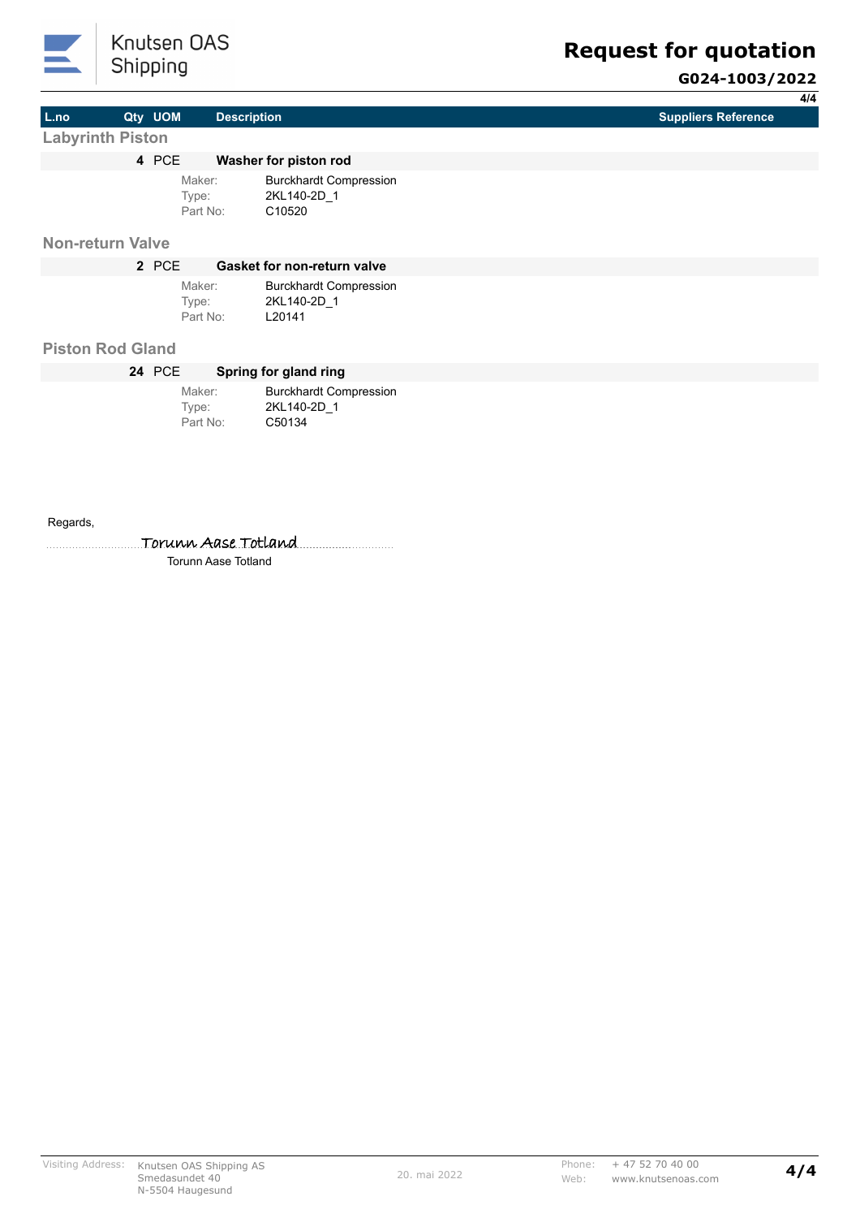| L.no | Qty | UOM | Description | Suppliers Reference |
|---|---|---|---|---|

## Labyrinth Piston

| | Qty | UOM | Description | |
|---|---|---|---|---|
| | 4 | PCE | **Washer for piston rod** | |

Maker: Burckhardt Compression
Type: 2KL140-2D_1
Part No: C10520

## Non-return Valve

| | Qty | UOM | Description | |
|---|---|---|---|---|
| | 2 | PCE | **Gasket for non-return valve** | |

Maker: Burckhardt Compression
Type: 2KL140-2D_1
Part No: L20141

## Piston Rod Gland

| | Qty | UOM | Description | |
|---|---|---|---|---|
| | 24 | PCE | **Spring for gland ring** | |

Maker: Burckhardt Compression
Type: 2KL140-2D_1
Part No: C50134

Regards,

*Torunn Aase Totland*

Torunn Aase Totland

Visiting Address: Knutsen OAS Shipping AS
Smedasundet 40
N-5504 Haugesund

20. mai 2022

Phone: + 47 52 70 40 00
Web: www.knutsenoas.com